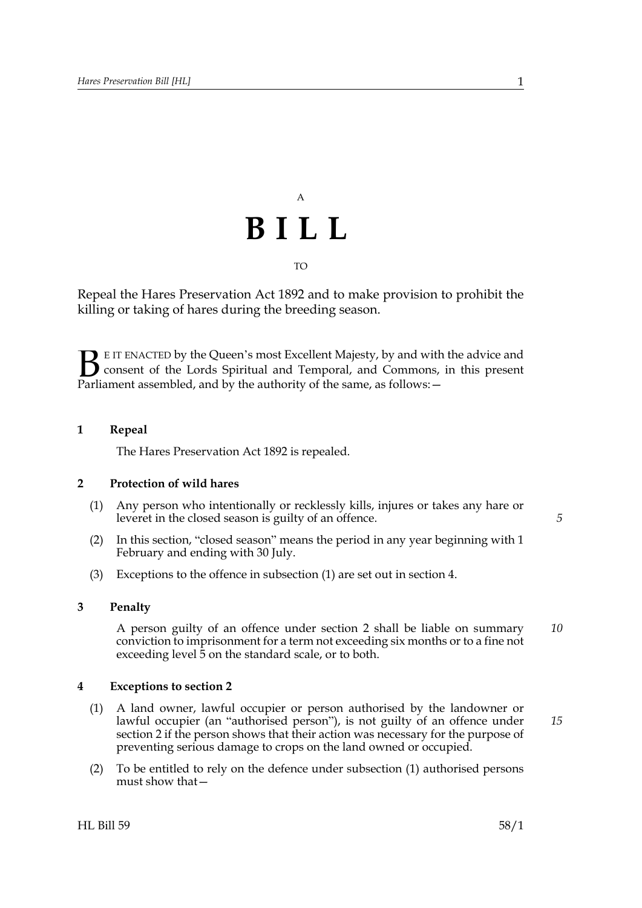A

# BILL

TO

Repeal the Hares Preservation Act 1892 and to make provision to prohibit the killing or taking of hares during the breeding season.

BE IT ENACTED by the Queen's most Excellent Majesty, by and with the advice and consent of the Lords Spiritual and Temporal, and Commons, in this present Parliament assembled, and by the authority of the same, as follows:—

## 1 Repeal

The Hares Preservation Act 1892 is repealed.

## 2 Protection of wild hares

(1) Any person who intentionally or recklessly kills, injures or takes any hare or leveret in the closed season is guilty of an offence.

(2) In this section, "closed season" means the period in any year beginning with 1 February and ending with 30 July.

(3) Exceptions to the offence in subsection (1) are set out in section 4.

## 3 Penalty

A person guilty of an offence under section 2 shall be liable on summary conviction to imprisonment for a term not exceeding six months or to a fine not exceeding level 5 on the standard scale, or to both.

## 4 Exceptions to section 2

(1) A land owner, lawful occupier or person authorised by the landowner or lawful occupier (an "authorised person"), is not guilty of an offence under section 2 if the person shows that their action was necessary for the purpose of preventing serious damage to crops on the land owned or occupied.

(2) To be entitled to rely on the defence under subsection (1) authorised persons must show that—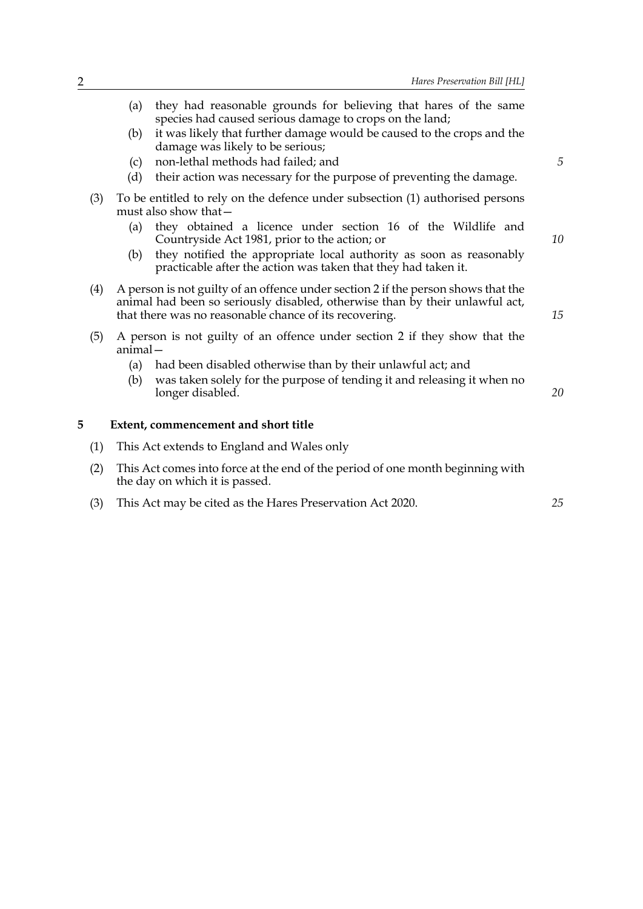(a) they had reasonable grounds for believing that hares of the same species had caused serious damage to crops on the land;

(b) it was likely that further damage would be caused to the crops and the damage was likely to be serious;

(c) non-lethal methods had failed; and

(d) their action was necessary for the purpose of preventing the damage.

(3) To be entitled to rely on the defence under subsection (1) authorised persons must also show that—

(a) they obtained a licence under section 16 of the Wildlife and Countryside Act 1981, prior to the action; or

(b) they notified the appropriate local authority as soon as reasonably practicable after the action was taken that they had taken it.

(4) A person is not guilty of an offence under section 2 if the person shows that the animal had been so seriously disabled, otherwise than by their unlawful act, that there was no reasonable chance of its recovering.

(5) A person is not guilty of an offence under section 2 if they show that the animal—

(a) had been disabled otherwise than by their unlawful act; and

(b) was taken solely for the purpose of tending it and releasing it when no longer disabled.

**5 Extent, commencement and short title**

(1) This Act extends to England and Wales only

(2) This Act comes into force at the end of the period of one month beginning with the day on which it is passed.

(3) This Act may be cited as the Hares Preservation Act 2020.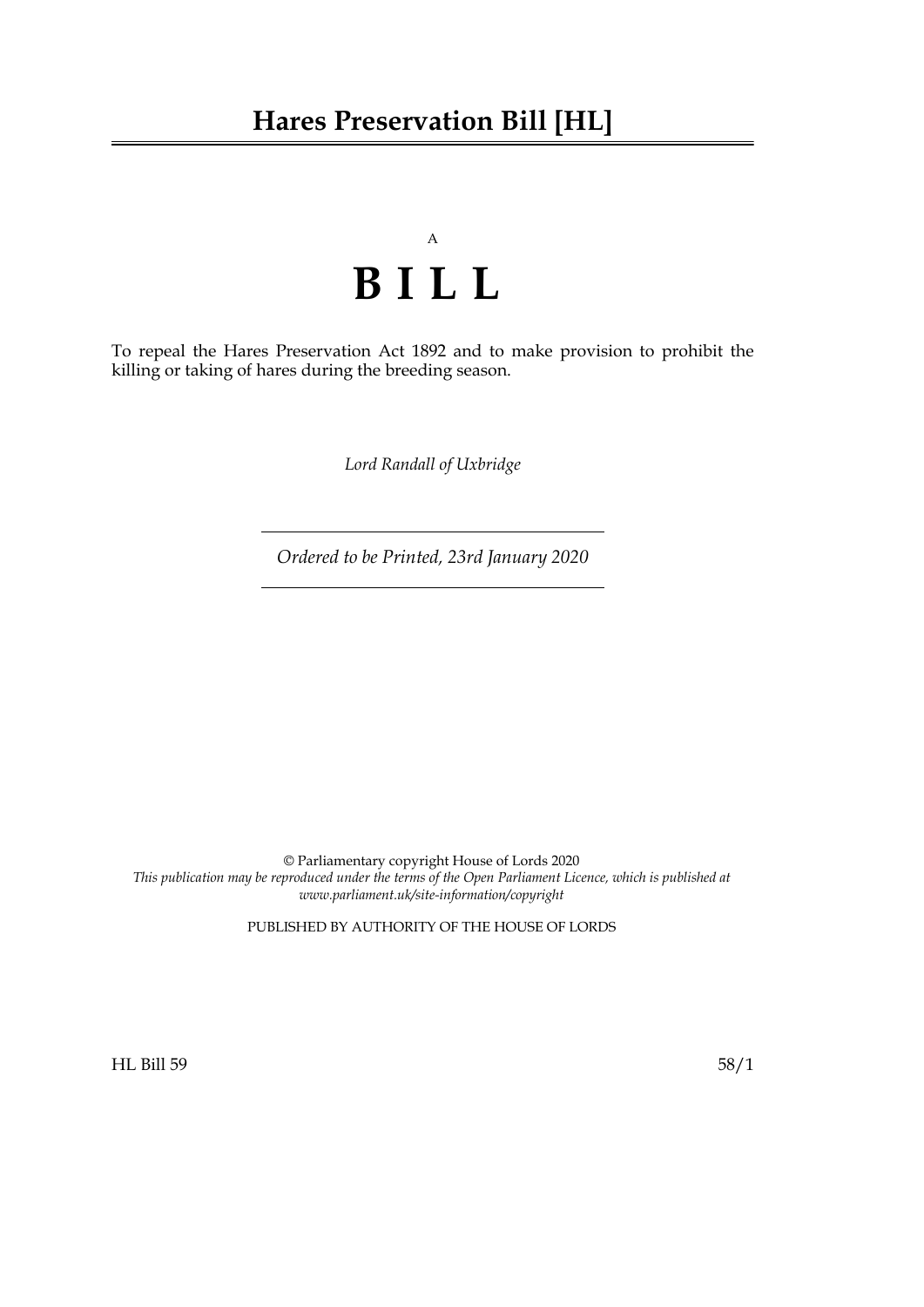# Hares Preservation Bill [HL]

A

# B I L L

To repeal the Hares Preservation Act 1892 and to make provision to prohibit the killing or taking of hares during the breeding season.

*Lord Randall of Uxbridge*

---

*Ordered to be Printed, 23rd January 2020*

---

© Parliamentary copyright House of Lords 2020
*This publication may be reproduced under the terms of the Open Parliament Licence, which is published at www.parliament.uk/site-information/copyright*

PUBLISHED BY AUTHORITY OF THE HOUSE OF LORDS

HL Bill 59 58/1